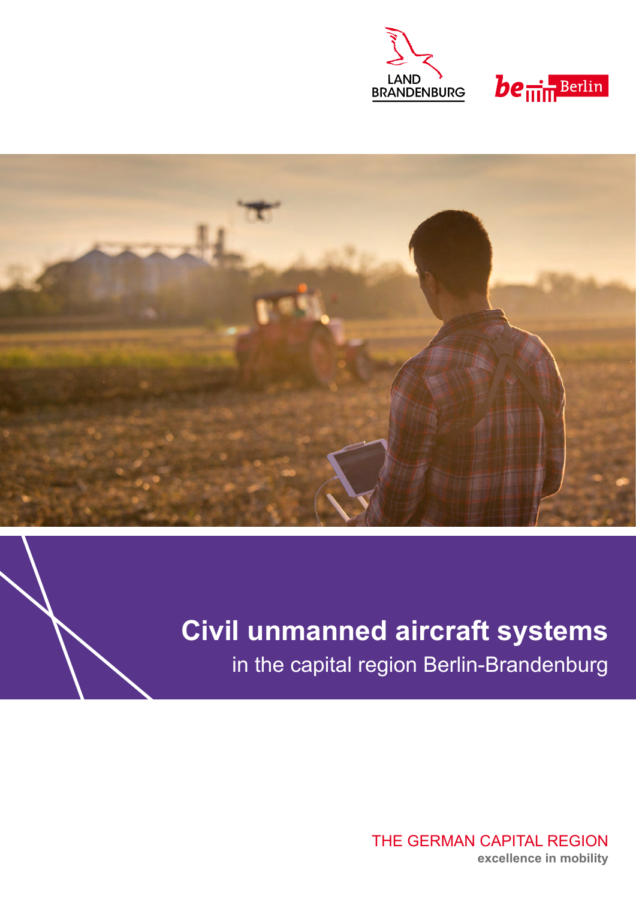LAND BRANDENBURG

Berlin

# Civil unmanned aircraft systems

in the capital region Berlin-Brandenburg

THE GERMAN CAPITAL REGION

**excellence in mobility**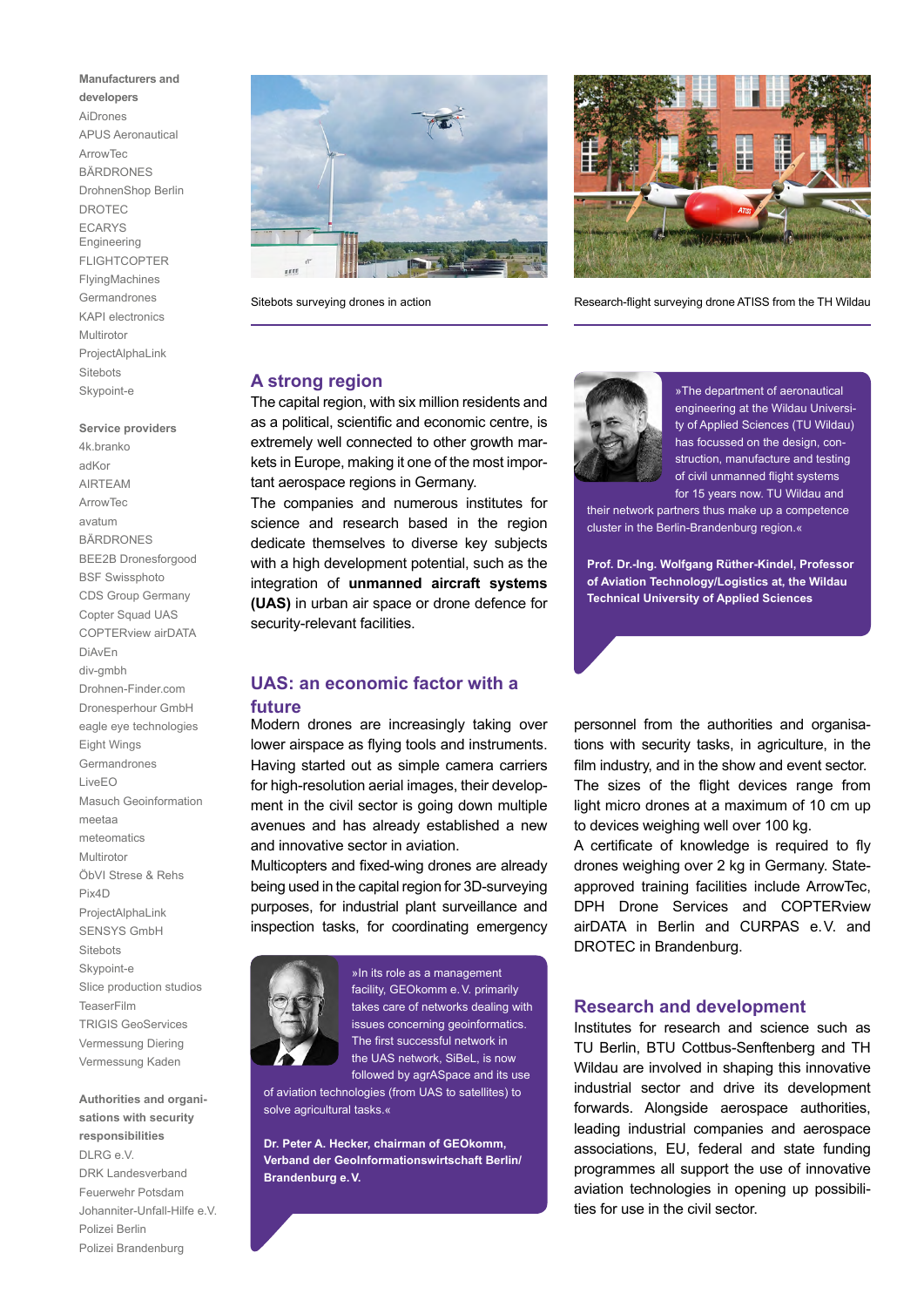**Manufacturers and developers**

AiDrones
APUS Aeronautical
ArrowTec
BÄRDRONES
DrohnenShop Berlin
DROTEC
ECARYS Engineering
FLIGHTCOPTER
FlyingMachines
Germandrones
KAPI electronics
Multirotor
ProjectAlphaLink
Sitebots
Skypoint-e

**Service providers**

4k.branko
adKor
AIRTEAM
ArrowTec
avatum
BÄRDRONES
BEE2B Dronesforgood
BSF Swissphoto
CDS Group Germany
Copter Squad UAS
COPTERview airDATA
DiAvEn
div-gmbh
Drohnen-Finder.com
Dronesperhour GmbH
eagle eye technologies
Eight Wings
Germandrones
LiveEO
Masuch Geoinformation
meetaa
meteomatics
Multirotor
ÖbVI Strese & Rehs
Pix4D
ProjectAlphaLink
SENSYS GmbH
Sitebots
Skypoint-e
Slice production studios
TeaserFilm
TRIGIS GeoServices
Vermessung Diering
Vermessung Kaden

**Authorities and organisations with security responsibilities**

DLRG e.V.
DRK Landesverband
Feuerwehr Potsdam
Johanniter-Unfall-Hilfe e.V.
Polizei Berlin
Polizei Brandenburg

Sitebots surveying drones in action

Research-flight surveying drone ATISS from the TH Wildau

## A strong region

The capital region, with six million residents and as a political, scientific and economic centre, is extremely well connected to other growth markets in Europe, making it one of the most important aerospace regions in Germany.
The companies and numerous institutes for science and research based in the region dedicate themselves to diverse key subjects with a high development potential, such as the integration of **unmanned aircraft systems (UAS)** in urban air space or drone defence for security-relevant facilities.

»The department of aeronautical engineering at the Wildau University of Applied Sciences (TU Wildau) has focussed on the design, construction, manufacture and testing of civil unmanned flight systems for 15 years now. TU Wildau and their network partners thus make up a competence cluster in the Berlin-Brandenburg region.«

**Prof. Dr.-Ing. Wolfgang Rüther-Kindel, Professor of Aviation Technology/Logistics at, the Wildau Technical University of Applied Sciences**

## UAS: an economic factor with a future

Modern drones are increasingly taking over lower airspace as flying tools and instruments. Having started out as simple camera carriers for high-resolution aerial images, their development in the civil sector is going down multiple avenues and has already established a new and innovative sector in aviation.
Multicopters and fixed-wing drones are already being used in the capital region for 3D-surveying purposes, for industrial plant surveillance and inspection tasks, for coordinating emergency personnel from the authorities and organisations with security tasks, in agriculture, in the film industry, and in the show and event sector.
The sizes of the flight devices range from light micro drones at a maximum of 10 cm up to devices weighing well over 100 kg.
A certificate of knowledge is required to fly drones weighing over 2 kg in Germany. State-approved training facilities include ArrowTec, DPH Drone Services and COPTERview airDATA in Berlin and CURPAS e.V. and DROTEC in Brandenburg.

»In its role as a management facility, GEOkomm e.V. primarily takes care of networks dealing with issues concerning geoinformatics. The first successful network in the UAS network, SiBeL, is now followed by agrASpace and its use of aviation technologies (from UAS to satellites) to solve agricultural tasks.«

**Dr. Peter A. Hecker, chairman of GEOkomm, Verband der GeoInformationswirtschaft Berlin/Brandenburg e.V.**

## Research and development

Institutes for research and science such as TU Berlin, BTU Cottbus-Senftenberg and TH Wildau are involved in shaping this innovative industrial sector and drive its development forwards. Alongside aerospace authorities, leading industrial companies and aerospace associations, EU, federal and state funding programmes all support the use of innovative aviation technologies in opening up possibilities for use in the civil sector.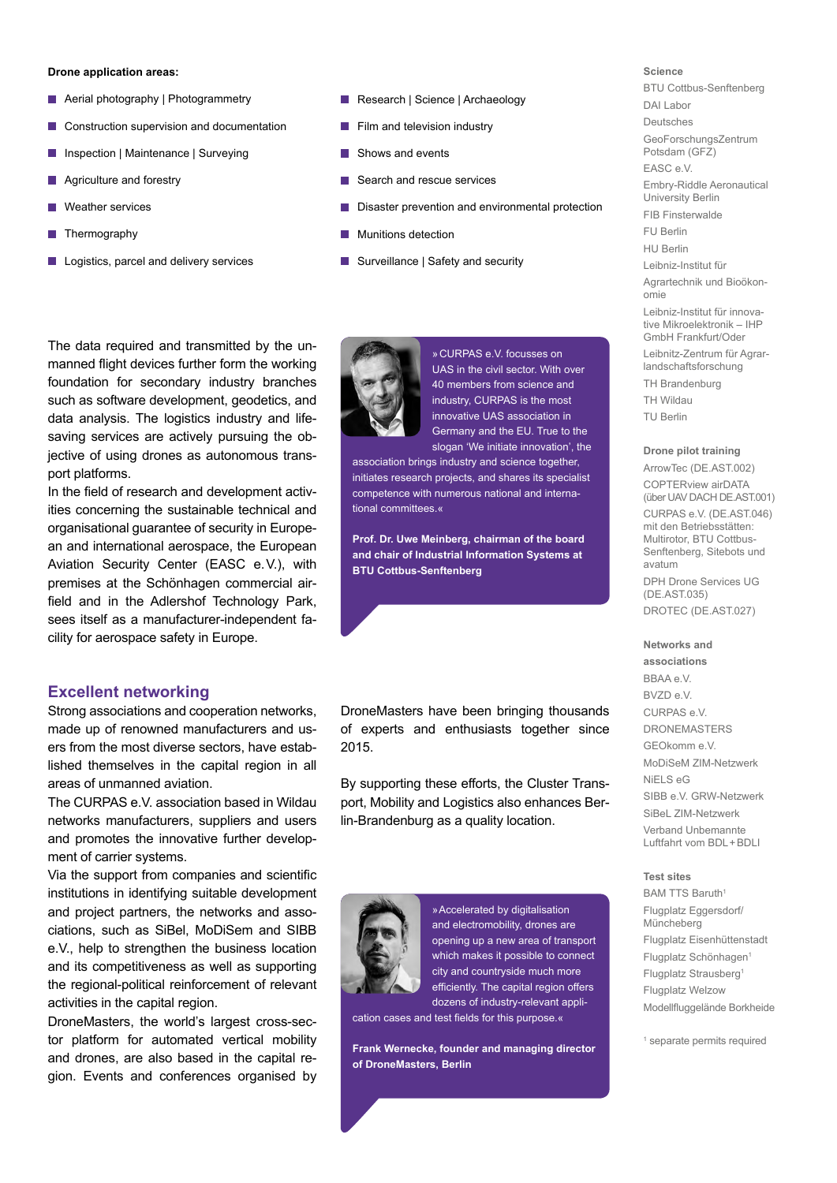**Drone application areas:**

- Aerial photography | Photogrammetry
- Construction supervision and documentation
- Inspection | Maintenance | Surveying
- Agriculture and forestry
- Weather services
- Thermography
- Logistics, parcel and delivery services
- Research | Science | Archaeology
- Film and television industry
- Shows and events
- Search and rescue services
- Disaster prevention and environmental protection
- Munitions detection
- Surveillance | Safety and security

The data required and transmitted by the unmanned flight devices further form the working foundation for secondary industry branches such as software development, geodetics, and data analysis. The logistics industry and life-saving services are actively pursuing the objective of using drones as autonomous transport platforms.

In the field of research and development activities concerning the sustainable technical and organisational guarantee of security in European and international aerospace, the European Aviation Security Center (EASC e.V.), with premises at the Schönhagen commercial airfield and in the Adlershof Technology Park, sees itself as a manufacturer-independent facility for aerospace safety in Europe.

»CURPAS e.V. focusses on UAS in the civil sector. With over 40 members from science and industry, CURPAS is the most innovative UAS association in Germany and the EU. True to the slogan 'We initiate innovation', the association brings industry and science together, initiates research projects, and shares its specialist competence with numerous national and international committees.«

**Prof. Dr. Uwe Meinberg, chairman of the board and chair of Industrial Information Systems at BTU Cottbus-Senftenberg**

## Excellent networking

Strong associations and cooperation networks, made up of renowned manufacturers and users from the most diverse sectors, have established themselves in the capital region in all areas of unmanned aviation.

The CURPAS e.V. association based in Wildau networks manufacturers, suppliers and users and promotes the innovative further development of carrier systems.

Via the support from companies and scientific institutions in identifying suitable development and project partners, the networks and associations, such as SiBel, MoDiSem and SIBB e.V., help to strengthen the business location and its competitiveness as well as supporting the regional-political reinforcement of relevant activities in the capital region.

DroneMasters, the world's largest cross-sector platform for automated vertical mobility and drones, are also based in the capital region. Events and conferences organised by DroneMasters have been bringing thousands of experts and enthusiasts together since 2015.

By supporting these efforts, the Cluster Transport, Mobility and Logistics also enhances Berlin-Brandenburg as a quality location.

»Accelerated by digitalisation and electromobility, drones are opening up a new area of transport which makes it possible to connect city and countryside much more efficiently. The capital region offers dozens of industry-relevant application cases and test fields for this purpose.«

**Frank Wernecke, founder and managing director of DroneMasters, Berlin**

**Science**

- BTU Cottbus-Senftenberg
- DAI Labor
- Deutsches GeoForschungsZentrum Potsdam (GFZ)
- EASC e.V.
- Embry-Riddle Aeronautical University Berlin
- FIB Finsterwalde
- FU Berlin
- HU Berlin
- Leibniz-Institut für Agrartechnik und Bioökonomie
- Leibniz-Institut für innovative Mikroelektronik – IHP GmbH Frankfurt/Oder
- Leibnitz-Zentrum für Agrarlandschaftsforschung
- TH Brandenburg
- TH Wildau
- TU Berlin

**Drone pilot training**

- ArrowTec (DE.AST.002)
- COPTERview airDATA (über UAV DACH DE.AST.001)
- CURPAS e.V. (DE.AST.046) mit den Betriebsstätten: Multirotor, BTU Cottbus-Senftenberg, Sitebots und avatum
- DPH Drone Services UG (DE.AST.035)
- DROTEC (DE.AST.027)

**Networks and associations**

- BBAA e.V.
- BVZD e.V.
- CURPAS e.V.
- DRONEMASTERS
- GEOkomm e.V.
- MoDiSeM ZIM-Netzwerk
- NiELS eG
- SIBB e.V. GRW-Netzwerk
- SiBeL ZIM-Netzwerk
- Verband Unbemannte Luftfahrt vom BDL + BDLI

**Test sites**

- BAM TTS Baruth[1]
- Flugplatz Eggersdorf/Müncheberg
- Flugplatz Eisenhüttenstadt
- Flugplatz Schönhagen[1]
- Flugplatz Strausberg[1]
- Flugplatz Welzow
- Modellfluggelände Borkheide

[1] separate permits required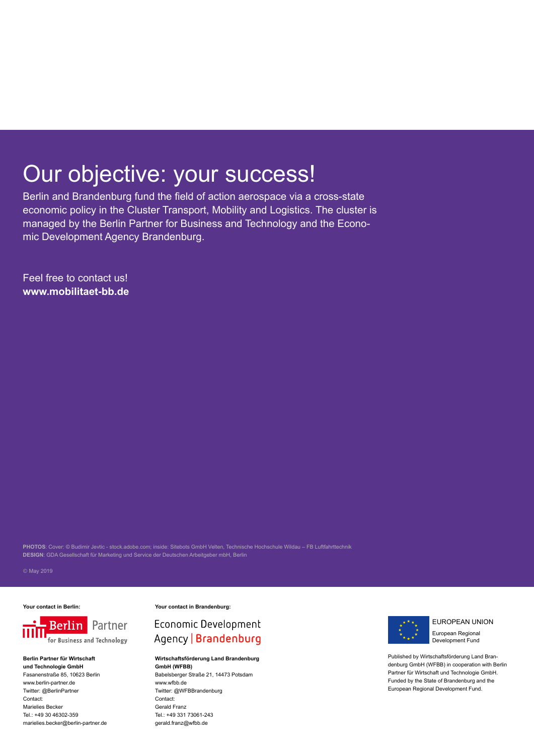# Our objective: your success!

Berlin and Brandenburg fund the field of action aerospace via a cross-state economic policy in the Cluster Transport, Mobility and Logistics. The cluster is managed by the Berlin Partner for Business and Technology and the Economic Development Agency Brandenburg.

Feel free to contact us!
**www.mobilitaet-bb.de**

**PHOTOS**: Cover: © Budimir Jevtic - stock.adobe.com; inside: Sitebots GmbH Velten, Technische Hochschule Wildau – FB Luftfahrttechnik
**DESIGN**: GDA Gesellschaft für Marketing und Service der Deutschen Arbeitgeber mbH, Berlin

© May 2019

**Your contact in Berlin:**

Berlin Partner for Business and Technology

**Berlin Partner für Wirtschaft und Technologie GmbH**
Fasanenstraße 85, 10623 Berlin
www.berlin-partner.de
Twitter: @BerlinPartner
Contact:
Marielies Becker
Tel.: +49 30 46302-359
marielies.becker@berlin-partner.de

**Your contact in Brandenburg:**

Economic Development Agency | Brandenburg

**Wirtschaftsförderung Land Brandenburg GmbH (WFBB)**
Babelsberger Straße 21, 14473 Potsdam
www.wfbb.de
Twitter: @WFBBrandenburg
Contact:
Gerald Franz
Tel.: +49 331 73061-243
gerald.franz@wfbb.de

EUROPEAN UNION
European Regional Development Fund

Published by Wirtschaftsförderung Land Brandenburg GmbH (WFBB) in cooperation with Berlin Partner für Wirtschaft und Technologie GmbH. Funded by the State of Brandenburg and the European Regional Development Fund.